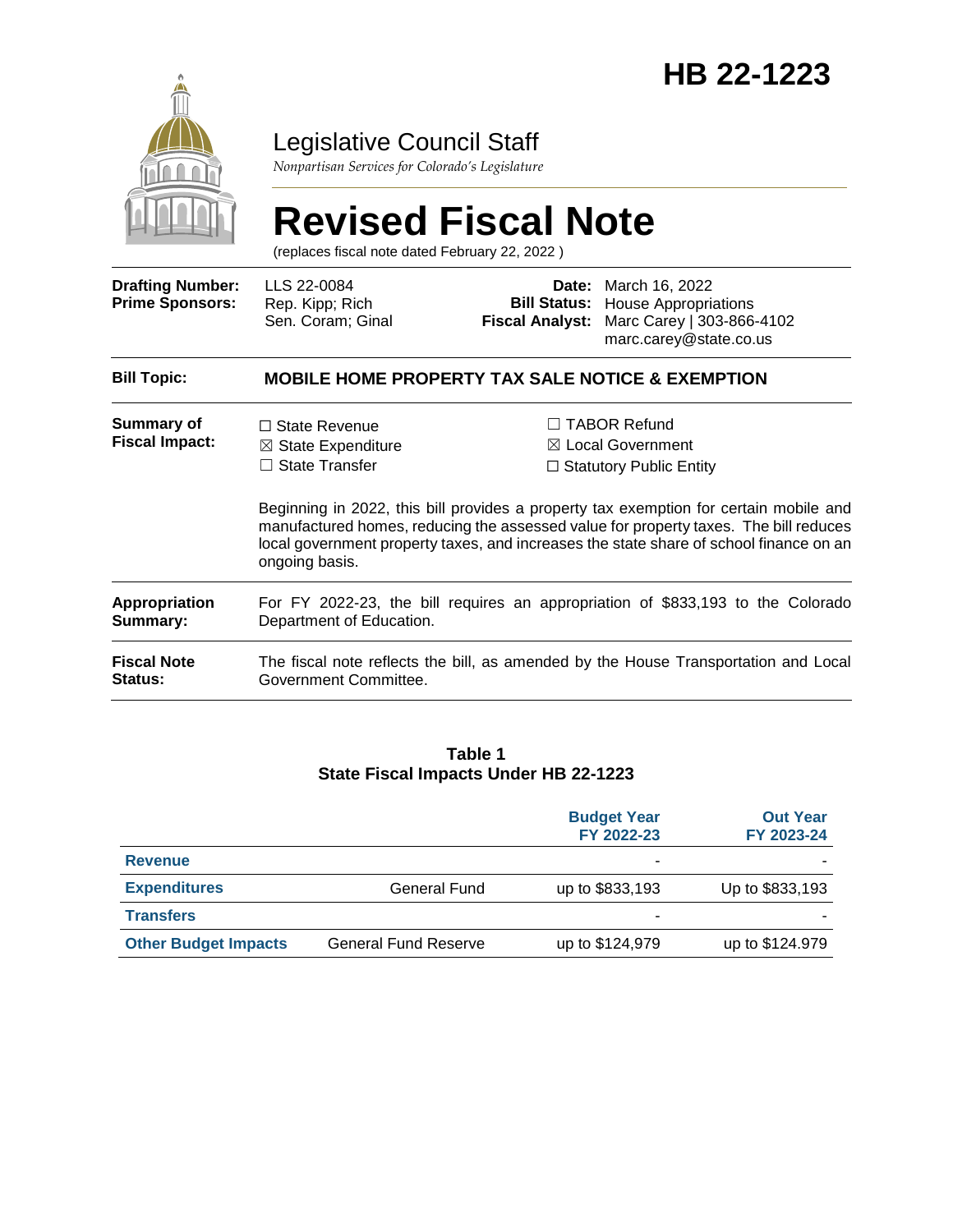# HB 22-1223

Legislative Council Staff

*Nonpartisan Services for Colorado's Legislature*

# Revised Fiscal Note

(replaces fiscal note dated February 22, 2022 )

| | | | |
|---|---|---|---|
| **Drafting Number:** | LLS 22-0084 | **Date:** | March 16, 2022 |
| **Prime Sponsors:** | Rep. Kipp; Rich<br>Sen. Coram; Ginal | **Bill Status:** | House Appropriations |
| | | **Fiscal Analyst:** | Marc Carey \| 303-866-4102<br>marc.carey@state.co.us |

**Bill Topic:** **MOBILE HOME PROPERTY TAX SALE NOTICE & EXEMPTION**

**Summary of Fiscal Impact:**

- ☐ State Revenue
- ☒ State Expenditure
- ☐ State Transfer
- ☐ TABOR Refund
- ☒ Local Government
- ☐ Statutory Public Entity

Beginning in 2022, this bill provides a property tax exemption for certain mobile and manufactured homes, reducing the assessed value for property taxes. The bill reduces local government property taxes, and increases the state share of school finance on an ongoing basis.

**Appropriation Summary:** For FY 2022-23, the bill requires an appropriation of $833,193 to the Colorado Department of Education.

**Fiscal Note Status:** The fiscal note reflects the bill, as amended by the House Transportation and Local Government Committee.

**Table 1**
**State Fiscal Impacts Under HB 22-1223**

| | | Budget Year FY 2022-23 | Out Year FY 2023-24 |
|---|---|---|---|
| **Revenue** | | - | - |
| **Expenditures** | General Fund | up to $833,193 | Up to $833,193 |
| **Transfers** | | - | - |
| **Other Budget Impacts** | General Fund Reserve | up to $124,979 | up to $124.979 |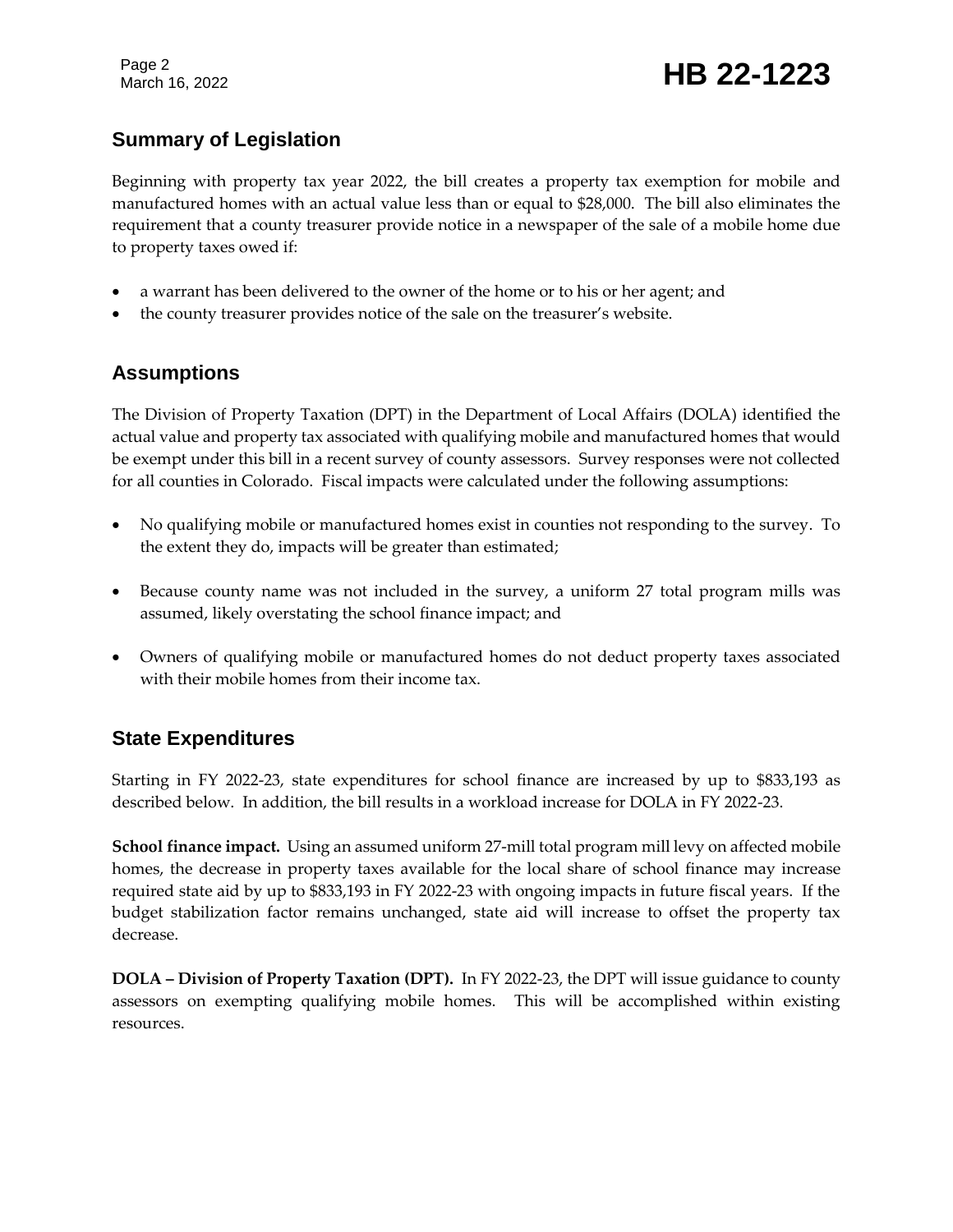## Summary of Legislation

Beginning with property tax year 2022, the bill creates a property tax exemption for mobile and manufactured homes with an actual value less than or equal to $28,000. The bill also eliminates the requirement that a county treasurer provide notice in a newspaper of the sale of a mobile home due to property taxes owed if:

- a warrant has been delivered to the owner of the home or to his or her agent; and
- the county treasurer provides notice of the sale on the treasurer's website.

## Assumptions

The Division of Property Taxation (DPT) in the Department of Local Affairs (DOLA) identified the actual value and property tax associated with qualifying mobile and manufactured homes that would be exempt under this bill in a recent survey of county assessors. Survey responses were not collected for all counties in Colorado. Fiscal impacts were calculated under the following assumptions:

- No qualifying mobile or manufactured homes exist in counties not responding to the survey. To the extent they do, impacts will be greater than estimated;
- Because county name was not included in the survey, a uniform 27 total program mills was assumed, likely overstating the school finance impact; and
- Owners of qualifying mobile or manufactured homes do not deduct property taxes associated with their mobile homes from their income tax.

## State Expenditures

Starting in FY 2022-23, state expenditures for school finance are increased by up to $833,193 as described below. In addition, the bill results in a workload increase for DOLA in FY 2022-23.

**School finance impact.** Using an assumed uniform 27-mill total program mill levy on affected mobile homes, the decrease in property taxes available for the local share of school finance may increase required state aid by up to $833,193 in FY 2022-23 with ongoing impacts in future fiscal years. If the budget stabilization factor remains unchanged, state aid will increase to offset the property tax decrease.

**DOLA – Division of Property Taxation (DPT).** In FY 2022-23, the DPT will issue guidance to county assessors on exempting qualifying mobile homes. This will be accomplished within existing resources.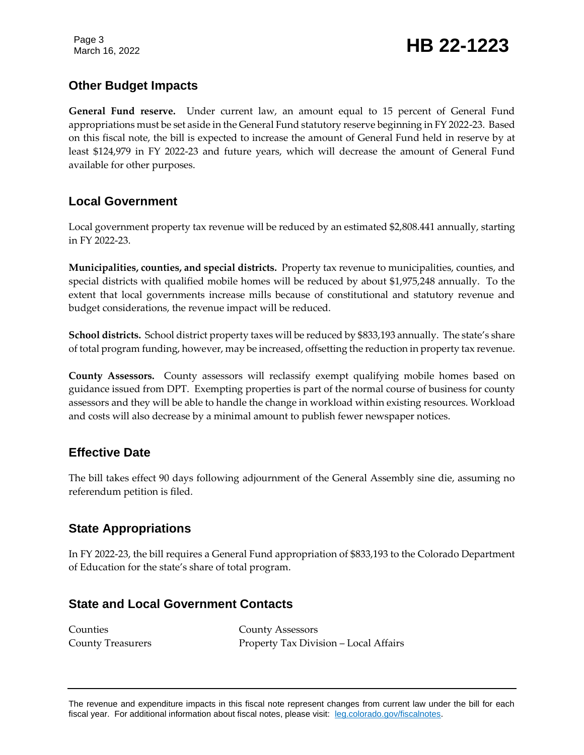## Other Budget Impacts

**General Fund reserve.** Under current law, an amount equal to 15 percent of General Fund appropriations must be set aside in the General Fund statutory reserve beginning in FY 2022-23. Based on this fiscal note, the bill is expected to increase the amount of General Fund held in reserve by at least $124,979 in FY 2022-23 and future years, which will decrease the amount of General Fund available for other purposes.

## Local Government

Local government property tax revenue will be reduced by an estimated $2,808.441 annually, starting in FY 2022-23.

**Municipalities, counties, and special districts.** Property tax revenue to municipalities, counties, and special districts with qualified mobile homes will be reduced by about $1,975,248 annually. To the extent that local governments increase mills because of constitutional and statutory revenue and budget considerations, the revenue impact will be reduced.

**School districts.** School district property taxes will be reduced by $833,193 annually. The state's share of total program funding, however, may be increased, offsetting the reduction in property tax revenue.

**County Assessors.** County assessors will reclassify exempt qualifying mobile homes based on guidance issued from DPT. Exempting properties is part of the normal course of business for county assessors and they will be able to handle the change in workload within existing resources. Workload and costs will also decrease by a minimal amount to publish fewer newspaper notices.

## Effective Date

The bill takes effect 90 days following adjournment of the General Assembly sine die, assuming no referendum petition is filed.

## State Appropriations

In FY 2022-23, the bill requires a General Fund appropriation of $833,193 to the Colorado Department of Education for the state's share of total program.

## State and Local Government Contacts

| | |
|---|---|
| Counties | County Assessors |
| County Treasurers | Property Tax Division – Local Affairs |

The revenue and expenditure impacts in this fiscal note represent changes from current law under the bill for each fiscal year. For additional information about fiscal notes, please visit: leg.colorado.gov/fiscalnotes.